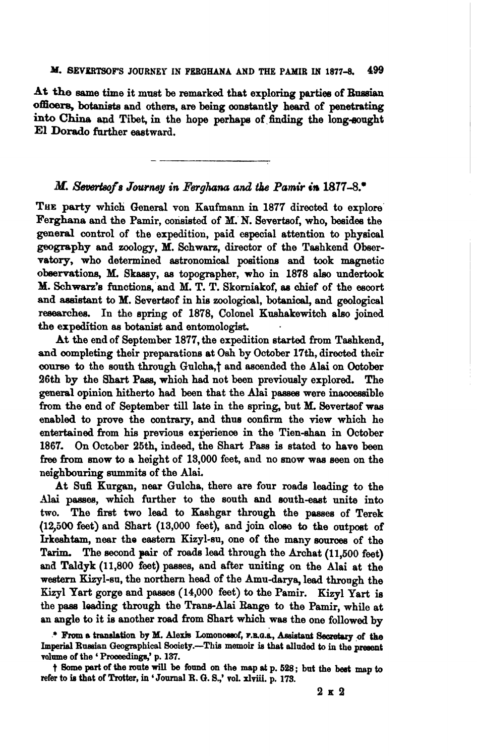At the same time it must be remarked that exploring parties of Russian officers, botanists and others, are being constantly heard of penetrating into China and Tibet, in the hope perhaps of finding the long-sought El Dorado further eastward.

---

## *M. Severtsof's Journey in Ferghana and the Pamir in* 1877–8.*

THE party which General von Kaufmann in 1877 directed to explore Ferghana and the Pamir, consisted of M. N. Severtsof, who, besides the general control of the expedition, paid especial attention to physical geography and zoology, M. Schwarz, director of the Tashkend Observatory, who determined astronomical positions and took magnetic observations, M. Skassy, as topographer, who in 1878 also undertook M. Schwarz's functions, and M. T. T. Skorniakof, as chief of the escort and assistant to M. Severtsof in his zoological, botanical, and geological researches. In the spring of 1878, Colonel Kushakewitch also joined the expedition as botanist and entomologist.

At the end of September 1877, the expedition started from Tashkend, and completing their preparations at Osh by October 17th, directed their course to the south through Gulcha,† and ascended the Alai on October 26th by the Shart Pass, which had not been previously explored. The general opinion hitherto had been that the Alai passes were inaccessible from the end of September till late in the spring, but M. Severtsof was enabled to prove the contrary, and thus confirm the view which he entertained from his previous experience in the Tien-shan in October 1867. On October 25th, indeed, the Shart Pass is stated to have been free from snow to a height of 13,000 feet, and no snow was seen on the neighbouring summits of the Alai.

At Sufi Kurgan, near Gulcha, there are four roads leading to the Alai passes, which further to the south and south-east unite into two. The first two lead to Kashgar through the passes of Terek (12,500 feet) and Shart (13,000 feet), and join close to the outpost of Irkeshtam, near the eastern Kizyl-su, one of the many sources of the Tarim. The second pair of roads lead through the Archat (11,500 feet) and Taldyk (11,800 feet) passes, and after uniting on the Alai at the western Kizyl-su, the northern head of the Amu-darya, lead through the Kizyl Yart gorge and passes (14,000 feet) to the Pamir. Kizyl Yart is the pass leading through the Trans-Alai Range to the Pamir, while at an angle to it is another road from Shart which was the one followed by

\* From a translation by M. Alexis Lomonossof, F.R.G.S., Assistant Secretary of the Imperial Russian Geographical Society.—This memoir is that alluded to in the present volume of the 'Proceedings,' p. 137.

† Some part of the route will be found on the map at p. 528; but the best map to refer to is that of Trotter, in 'Journal R. G. S.,' vol. xlviii. p. 173.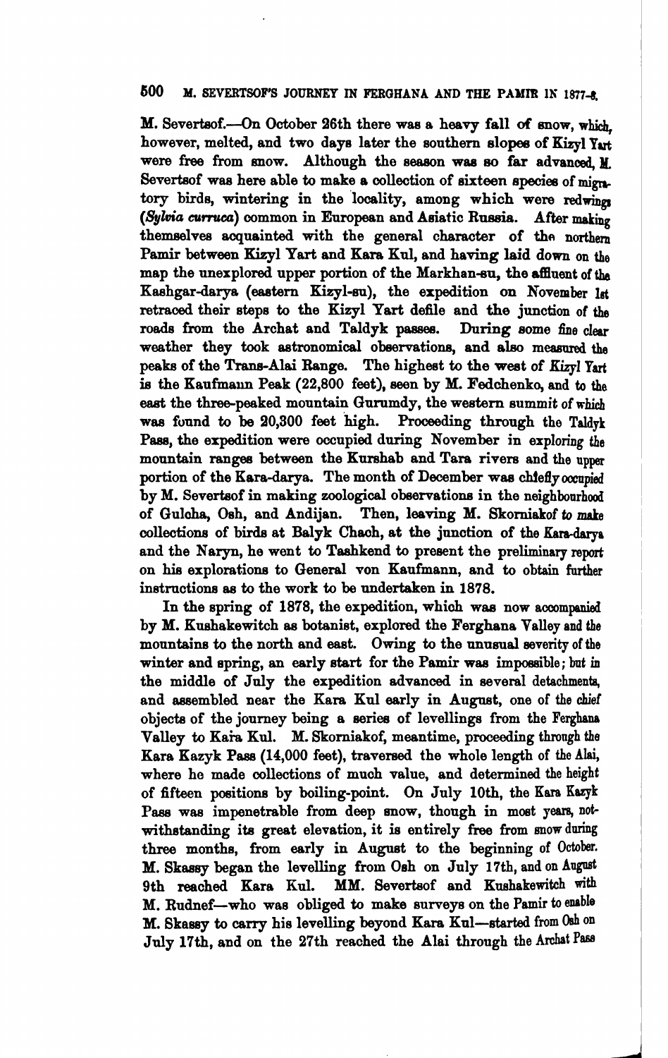M. Severtsof.—On October 26th there was a heavy fall of snow, which, however, melted, and two days later the southern slopes of Kizyl Yart were free from snow. Although the season was so far advanced, M. Severtsof was here able to make a collection of sixteen species of migratory birds, wintering in the locality, among which were redwings (*Sylvia curruca*) common in European and Asiatic Russia. After making themselves acquainted with the general character of the northern Pamir between Kizyl Yart and Kara Kul, and having laid down on the map the unexplored upper portion of the Markhan-su, the affluent of the Kashgar-darya (eastern Kizyl-su), the expedition on November 1st retraced their steps to the Kizyl Yart defile and the junction of the roads from the Archat and Taldyk passes. During some fine clear weather they took astronomical observations, and also measured the peaks of the Trans-Alai Range. The highest to the west of Kizyl Yart is the Kaufmann Peak (22,800 feet), seen by M. Fedchenko, and to the east the three-peaked mountain Gurumdy, the western summit of which was found to be 20,300 feet high. Proceeding through the Taldyk Pass, the expedition were occupied during November in exploring the mountain ranges between the Kurshab and Tara rivers and the upper portion of the Kara-darya. The month of December was chiefly occupied by M. Severtsof in making zoological observations in the neighbourhood of Gulcha, Osh, and Andijan. Then, leaving M. Skorniakof to make collections of birds at Balyk Chach, at the junction of the Kara-darya and the Naryn, he went to Tashkend to present the preliminary report on his explorations to General von Kaufmann, and to obtain further instructions as to the work to be undertaken in 1878.

In the spring of 1878, the expedition, which was now accompanied by M. Kushakewitch as botanist, explored the Ferghana Valley and the mountains to the north and east. Owing to the unusual severity of the winter and spring, an early start for the Pamir was impossible; but in the middle of July the expedition advanced in several detachments, and assembled near the Kara Kul early in August, one of the chief objects of the journey being a series of levellings from the Ferghana Valley to Kara Kul. M. Skorniakof, meantime, proceeding through the Kara Kazyk Pass (14,000 feet), traversed the whole length of the Alai, where he made collections of much value, and determined the height of fifteen positions by boiling-point. On July 10th, the Kara Kazyk Pass was impenetrable from deep snow, though in most years, notwithstanding its great elevation, it is entirely free from snow during three months, from early in August to the beginning of October. M. Skassy began the levelling from Osh on July 17th, and on August 9th reached Kara Kul. MM. Severtsof and Kushakewitch with M. Rudnef—who was obliged to make surveys on the Pamir to enable M. Skassy to carry his levelling beyond Kara Kul—started from Osh on July 17th, and on the 27th reached the Alai through the Archat Pass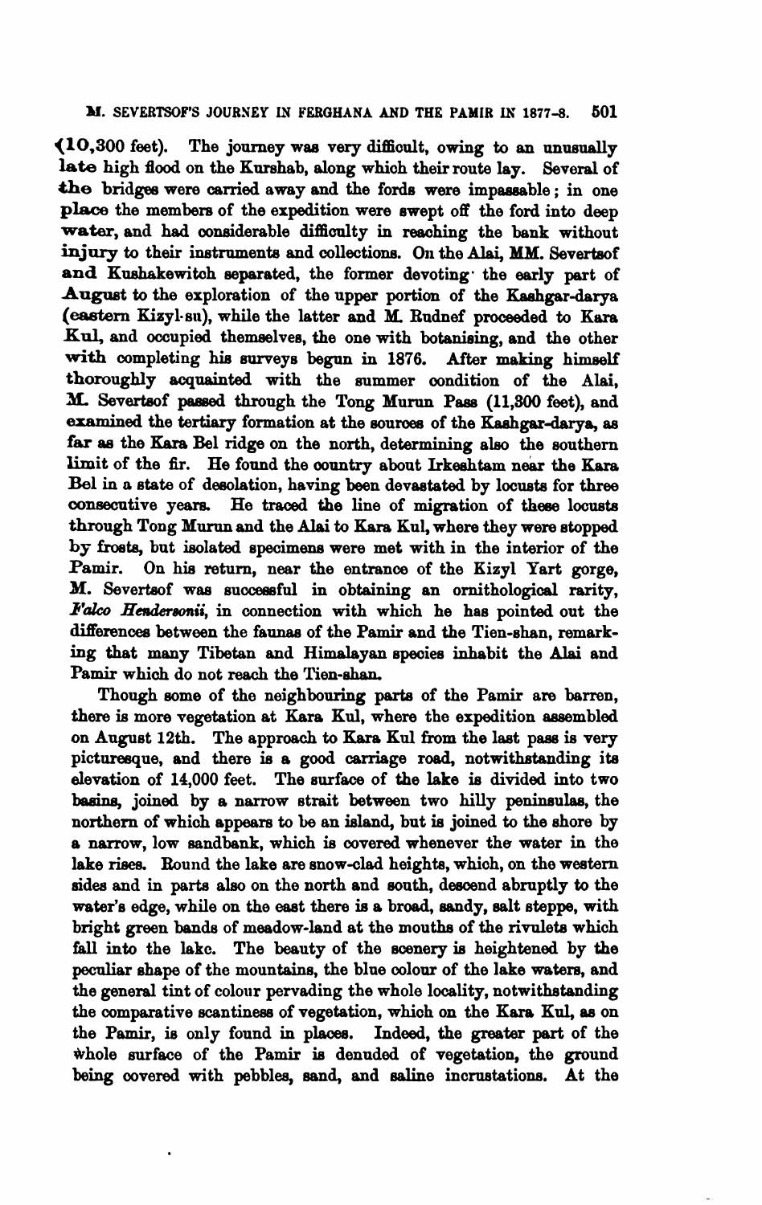(10,300 feet). The journey was very difficult, owing to an unusually late high flood on the Kurshab, along which their route lay. Several of the bridges were carried away and the fords were impassable; in one place the members of the expedition were swept off the ford into deep water, and had considerable difficulty in reaching the bank without injury to their instruments and collections. On the Alai, MM. Severtsof and Kushakewitch separated, the former devoting the early part of August to the exploration of the upper portion of the Kashgar-darya (eastern Kizyl-su), while the latter and M. Rudnef proceeded to Kara Kul, and occupied themselves, the one with botanising, and the other with completing his surveys begun in 1876. After making himself thoroughly acquainted with the summer condition of the Alai, M. Severtsof passed through the Tong Murun Pass (11,800 feet), and examined the tertiary formation at the sources of the Kashgar-darya, as far as the Kara Bel ridge on the north, determining also the southern limit of the fir. He found the country about Irkeshtam near the Kara Bel in a state of desolation, having been devastated by locusts for three consecutive years. He traced the line of migration of these locusts through Tong Murun and the Alai to Kara Kul, where they were stopped by frosts, but isolated specimens were met with in the interior of the Pamir. On his return, near the entrance of the Kizyl Yart gorge, M. Severtsof was successful in obtaining an ornithological rarity, *Falco Hendersonii*, in connection with which he has pointed out the differences between the faunas of the Pamir and the Tien-shan, remarking that many Tibetan and Himalayan species inhabit the Alai and Pamir which do not reach the Tien-shan.

Though some of the neighbouring parts of the Pamir are barren, there is more vegetation at Kara Kul, where the expedition assembled on August 12th. The approach to Kara Kul from the last pass is very picturesque, and there is a good carriage road, notwithstanding its elevation of 14,000 feet. The surface of the lake is divided into two basins, joined by a narrow strait between two hilly peninsulas, the northern of which appears to be an island, but is joined to the shore by a narrow, low sandbank, which is covered whenever the water in the lake rises. Round the lake are snow-clad heights, which, on the western sides and in parts also on the north and south, descend abruptly to the water's edge, while on the east there is a broad, sandy, salt steppe, with bright green bands of meadow-land at the mouths of the rivulets which fall into the lake. The beauty of the scenery is heightened by the peculiar shape of the mountains, the blue colour of the lake waters, and the general tint of colour pervading the whole locality, notwithstanding the comparative scantiness of vegetation, which on the Kara Kul, as on the Pamir, is only found in places. Indeed, the greater part of the whole surface of the Pamir is denuded of vegetation, the ground being covered with pebbles, sand, and saline incrustations. At the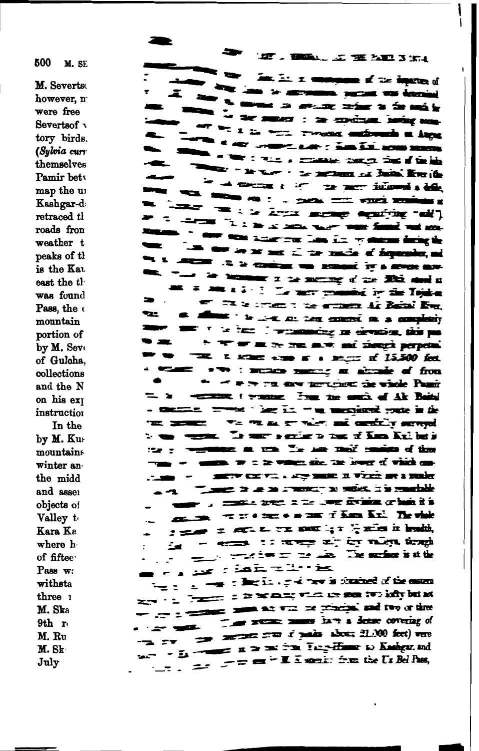M. Severts
however, n
were free
Severtsof
tory birds.
(*Sylvia curr*
themselves
Pamir bet
map the u
Kashgar-d
retraced tl
roads fron
weather t
peaks of tl
is the Ka
east the tl
was found
Pass, the
mountain
portion of
by M. Sev
of Gulcha,
collections
and the N
on his ex
instructio

In the
by M. Ku
mountain
winter an
the midd
and asse
objects o
Valley t
Kara Ka
where h
of fiftee
Pass w
withsta
three
M. Ska
9th r
M. Ru
M. Sk
July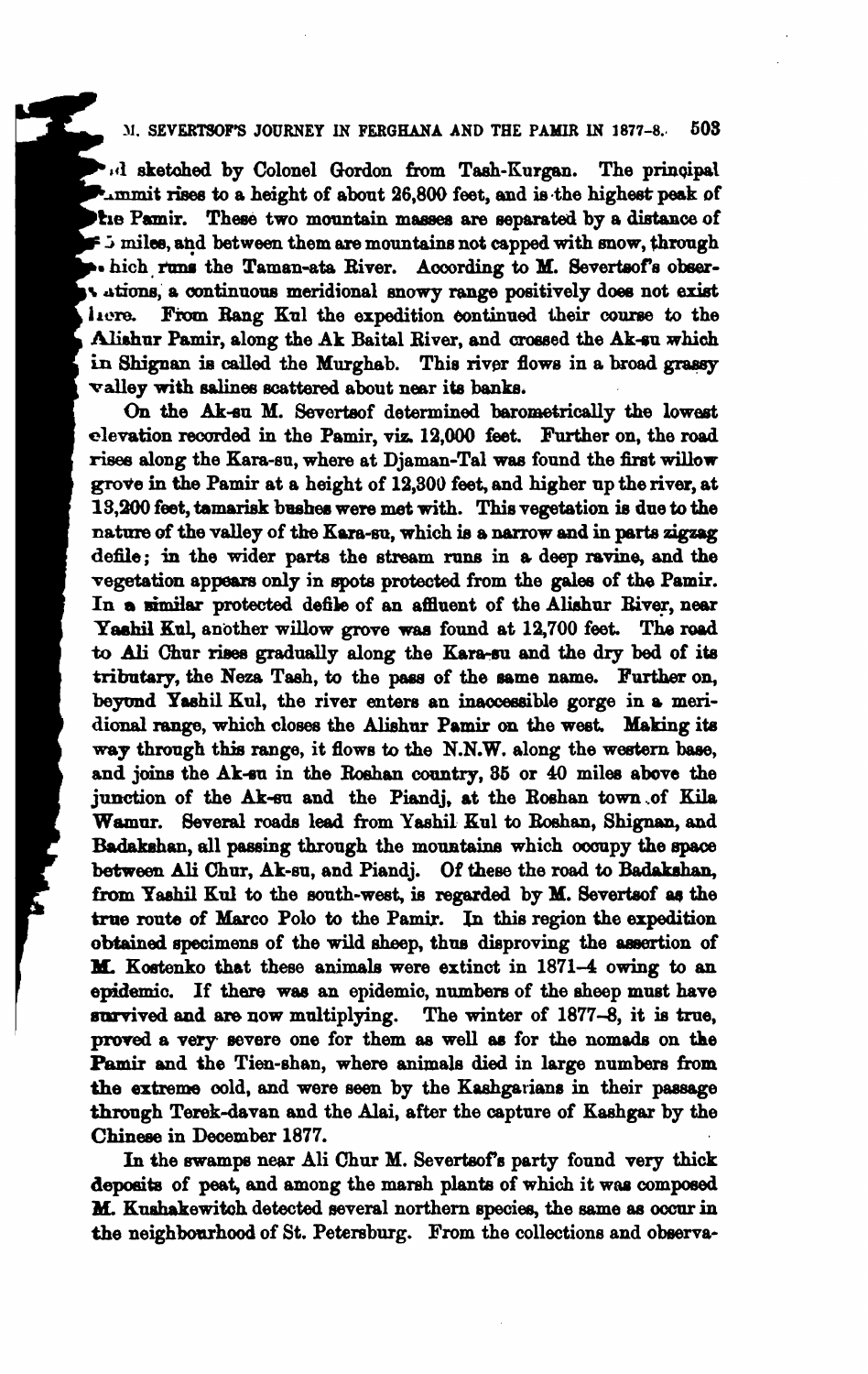nd sketched by Colonel Gordon from Tash-Kurgan. The principal summit rises to a height of about 26,800 feet, and is the highest peak of the Pamir. These two mountain masses are separated by a distance of 5 miles, and between them are mountains not capped with snow, through which runs the Taman-ata River. According to M. Severtsof's observations, a continuous meridional snowy range positively does not exist here. From Rang Kul the expedition continued their course to the Alishur Pamir, along the Ak Baital River, and crossed the Ak-su which in Shignan is called the Murghab. This river flows in a broad grassy valley with salines scattered about near its banks.

On the Ak-su M. Severtsof determined barometrically the lowest elevation recorded in the Pamir, viz. 12,000 feet. Further on, the road rises along the Kara-su, where at Djaman-Tal was found the first willow grove in the Pamir at a height of 12,300 feet, and higher up the river, at 13,200 feet, tamarisk bushes were met with. This vegetation is due to the nature of the valley of the Kara-su, which is a narrow and in parts zigzag defile; in the wider parts the stream runs in a deep ravine, and the vegetation appears only in spots protected from the gales of the Pamir. In a similar protected defile of an affluent of the Alishur River, near Yashil Kul, another willow grove was found at 12,700 feet. The road to Ali Chur rises gradually along the Kara-su and the dry bed of its tributary, the Neza Tash, to the pass of the same name. Further on, beyond Yashil Kul, the river enters an inaccessible gorge in a meridional range, which closes the Alishur Pamir on the west. Making its way through this range, it flows to the N.N.W. along the western base, and joins the Ak-su in the Roshan country, 35 or 40 miles above the junction of the Ak-su and the Piandj, at the Roshan town of Kila Wamur. Several roads lead from Yashil Kul to Roshan, Shignan, and Badakshan, all passing through the mountains which occupy the space between Ali Chur, Ak-su, and Piandj. Of these the road to Badakshan, from Yashil Kul to the south-west, is regarded by M. Severtsof as the true route of Marco Polo to the Pamir. In this region the expedition obtained specimens of the wild sheep, thus disproving the assertion of M. Kostenko that these animals were extinct in 1871–4 owing to an epidemic. If there was an epidemic, numbers of the sheep must have survived and are now multiplying. The winter of 1877–8, it is true, proved a very severe one for them as well as for the nomads on the Pamir and the Tien-shan, where animals died in large numbers from the extreme cold, and were seen by the Kashgarians in their passage through Terek-davan and the Alai, after the capture of Kashgar by the Chinese in December 1877.

In the swamps near Ali Chur M. Severtsof's party found very thick deposits of peat, and among the marsh plants of which it was composed M. Kushakewitch detected several northern species, the same as occur in the neighbourhood of St. Petersburg. From the collections and observa-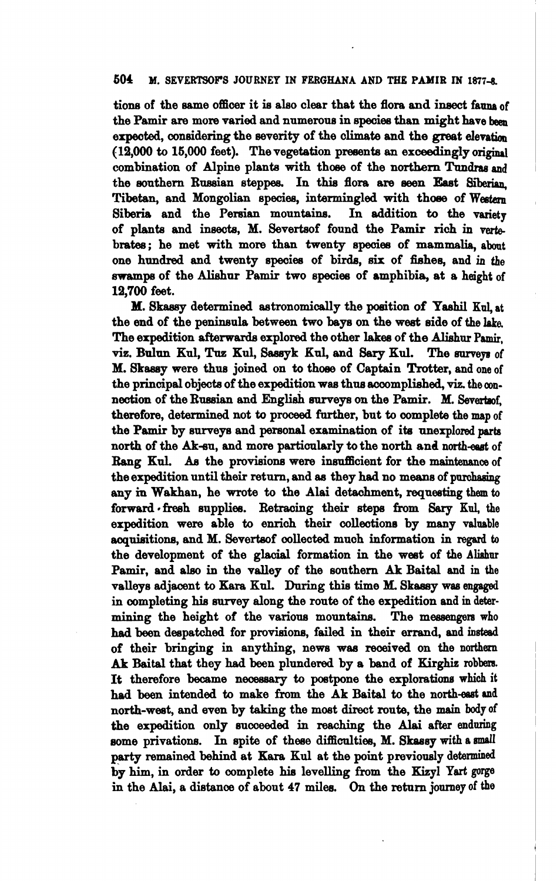tions of the same officer it is also clear that the flora and insect fauna of the Pamir are more varied and numerous in species than might have been expected, considering the severity of the climate and the great elevation (12,000 to 15,000 feet). The vegetation presents an exceedingly original combination of Alpine plants with those of the northern Tundras and the southern Russian steppes. In this flora are seen East Siberian, Tibetan, and Mongolian species, intermingled with those of Western Siberia and the Persian mountains. In addition to the variety of plants and insects, M. Severtsof found the Pamir rich in vertebrates; he met with more than twenty species of mammalia, about one hundred and twenty species of birds, six of fishes, and in the swamps of the Alishur Pamir two species of amphibia, at a height of 12,700 feet.

M. Skassy determined astronomically the position of Yashil Kul, at the end of the peninsula between two bays on the west side of the lake. The expedition afterwards explored the other lakes of the Alishur Pamir, viz. Bulun Kul, Tuz Kul, Sassyk Kul, and Sary Kul. The surveys of M. Skassy were thus joined on to those of Captain Trotter, and one of the principal objects of the expedition was thus accomplished, viz. the connection of the Russian and English surveys on the Pamir. M. Severtsof, therefore, determined not to proceed further, but to complete the map of the Pamir by surveys and personal examination of its unexplored parts north of the Ak-su, and more particularly to the north and north-east of Rang Kul. As the provisions were insufficient for the maintenance of the expedition until their return, and as they had no means of purchasing any in Wakhan, he wrote to the Alai detachment, requesting them to forward fresh supplies. Retracing their steps from Sary Kul, the expedition were able to enrich their collections by many valuable acquisitions, and M. Severtsof collected much information in regard to the development of the glacial formation in the west of the Alishur Pamir, and also in the valley of the southern Ak Baital and in the valleys adjacent to Kara Kul. During this time M. Skassy was engaged in completing his survey along the route of the expedition and in determining the height of the various mountains. The messengers who had been despatched for provisions, failed in their errand, and instead of their bringing in anything, news was received on the northern Ak Baital that they had been plundered by a band of Kirghiz robbers. It therefore became necessary to postpone the explorations which it had been intended to make from the Ak Baital to the north-east and north-west, and even by taking the most direct route, the main body of the expedition only succeeded in reaching the Alai after enduring some privations. In spite of these difficulties, M. Skassy with a small party remained behind at Kara Kul at the point previously determined by him, in order to complete his levelling from the Kizyl Yart gorge in the Alai, a distance of about 47 miles. On the return journey of the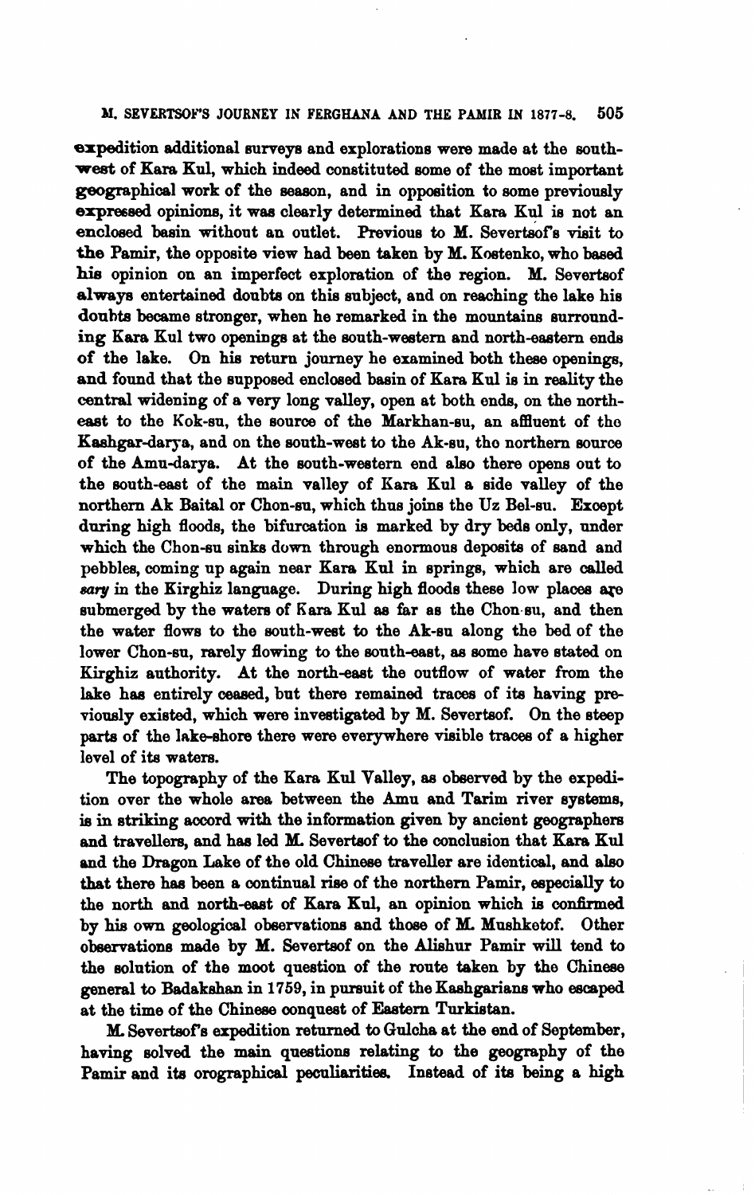expedition additional surveys and explorations were made at the south-west of Kara Kul, which indeed constituted some of the most important geographical work of the season, and in opposition to some previously expressed opinions, it was clearly determined that Kara Kul is not an enclosed basin without an outlet. Previous to M. Severtsof's visit to the Pamir, the opposite view had been taken by M. Kostenko, who based his opinion on an imperfect exploration of the region. M. Severtsof always entertained doubts on this subject, and on reaching the lake his doubts became stronger, when he remarked in the mountains surrounding Kara Kul two openings at the south-western and north-eastern ends of the lake. On his return journey he examined both these openings, and found that the supposed enclosed basin of Kara Kul is in reality the central widening of a very long valley, open at both ends, on the north-east to the Kok-su, the source of the Markhan-su, an affluent of the Kashgar-darya, and on the south-west to the Ak-su, the northern source of the Amu-darya. At the south-western end also there opens out to the south-east of the main valley of Kara Kul a side valley of the northern Ak Baital or Chon-su, which thus joins the Uz Bel-su. Except during high floods, the bifurcation is marked by dry beds only, under which the Chon-su sinks down through enormous deposits of sand and pebbles, coming up again near Kara Kul in springs, which are called *sary* in the Kirghiz language. During high floods these low places are submerged by the waters of Kara Kul as far as the Chon-su, and then the water flows to the south-west to the Ak-su along the bed of the lower Chon-su, rarely flowing to the south-east, as some have stated on Kirghiz authority. At the north-east the outflow of water from the lake has entirely ceased, but there remained traces of its having previously existed, which were investigated by M. Severtsof. On the steep parts of the lake-shore there were everywhere visible traces of a higher level of its waters.

The topography of the Kara Kul Valley, as observed by the expedition over the whole area between the Amu and Tarim river systems, is in striking accord with the information given by ancient geographers and travellers, and has led M. Severtsof to the conclusion that Kara Kul and the Dragon Lake of the old Chinese traveller are identical, and also that there has been a continual rise of the northern Pamir, especially to the north and north-east of Kara Kul, an opinion which is confirmed by his own geological observations and those of M. Mushketof. Other observations made by M. Severtsof on the Alishur Pamir will tend to the solution of the moot question of the route taken by the Chinese general to Badakshan in 1759, in pursuit of the Kashgarians who escaped at the time of the Chinese conquest of Eastern Turkistan.

M. Severtsof's expedition returned to Gulcha at the end of September, having solved the main questions relating to the geography of the Pamir and its orographical peculiarities. Instead of its being a high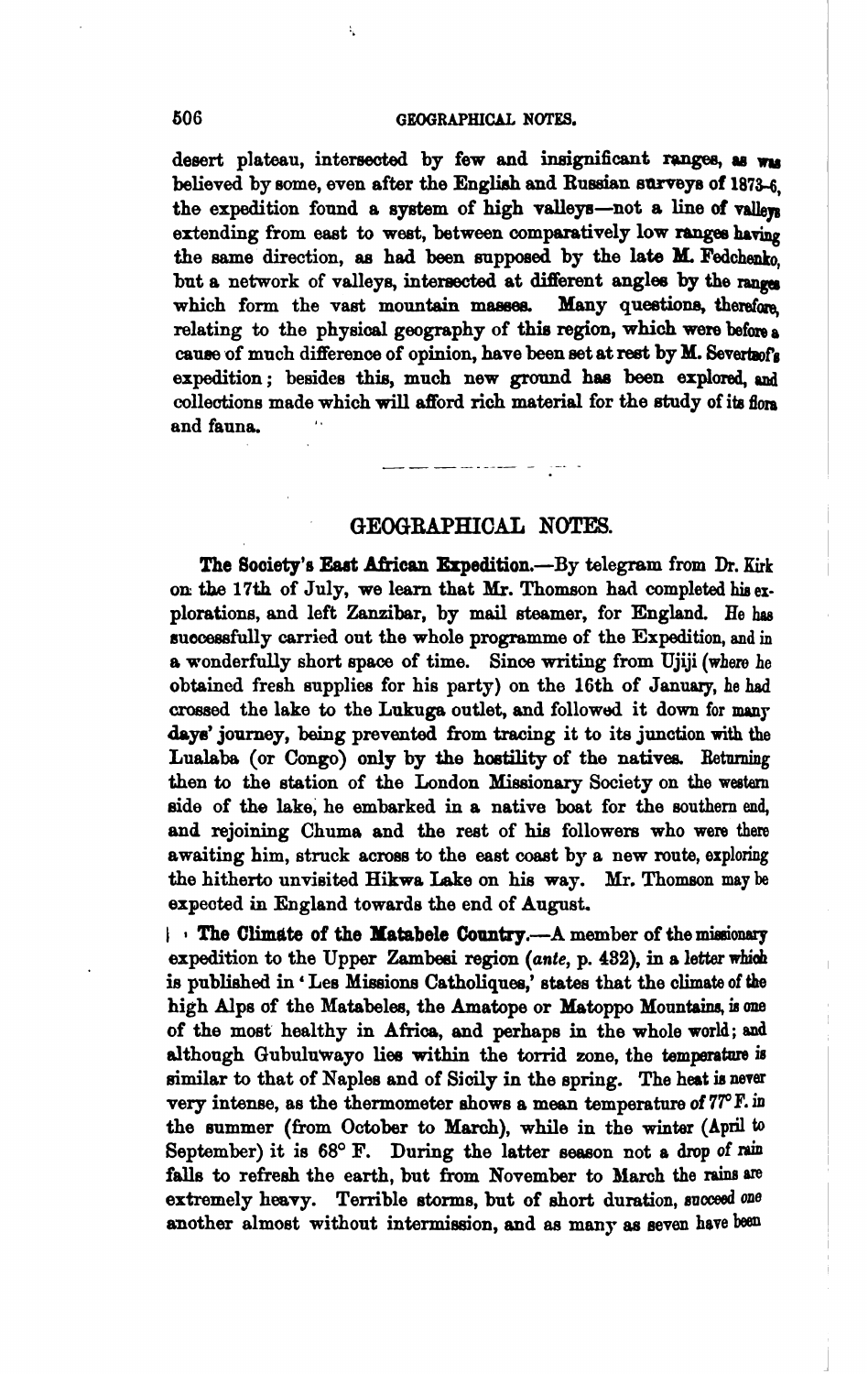desert plateau, intersected by few and insignificant ranges, as was believed by some, even after the English and Russian surveys of 1873–6, the expedition found a system of high valleys—not a line of valleys extending from east to west, between comparatively low ranges having the same direction, as had been supposed by the late M. Fedchenko, but a network of valleys, intersected at different angles by the ranges which form the vast mountain masses. Many questions, therefore, relating to the physical geography of this region, which were before a cause of much difference of opinion, have been set at rest by M. Severtsof's expedition; besides this, much new ground has been explored, and collections made which will afford rich material for the study of its flora and fauna.

---

## GEOGRAPHICAL NOTES.

**The Society's East African Expedition.**—By telegram from Dr. Kirk on the 17th of July, we learn that Mr. Thomson had completed his explorations, and left Zanzibar, by mail steamer, for England. He has successfully carried out the whole programme of the Expedition, and in a wonderfully short space of time. Since writing from Ujiji (where he obtained fresh supplies for his party) on the 16th of January, he had crossed the lake to the Lukuga outlet, and followed it down for many days' journey, being prevented from tracing it to its junction with the Lualaba (or Congo) only by the hostility of the natives. Returning then to the station of the London Missionary Society on the western side of the lake, he embarked in a native boat for the southern end, and rejoining Chuma and the rest of his followers who were there awaiting him, struck across to the east coast by a new route, exploring the hitherto unvisited Hikwa Lake on his way. Mr. Thomson may be expected in England towards the end of August.

**The Climate of the Matabele Country.**—A member of the missionary expedition to the Upper Zambesi region (*ante*, p. 432), in a letter which is published in 'Les Missions Catholiques,' states that the climate of the high Alps of the Matabeles, the Amatope or Matoppo Mountains, is one of the most healthy in Africa, and perhaps in the whole world; and although Gubuluwayo lies within the torrid zone, the temperature is similar to that of Naples and of Sicily in the spring. The heat is never very intense, as the thermometer shows a mean temperature of 77° F. in the summer (from October to March), while in the winter (April to September) it is 68° F. During the latter season not a drop of rain falls to refresh the earth, but from November to March the rains are extremely heavy. Terrible storms, but of short duration, succeed one another almost without intermission, and as many as seven have been